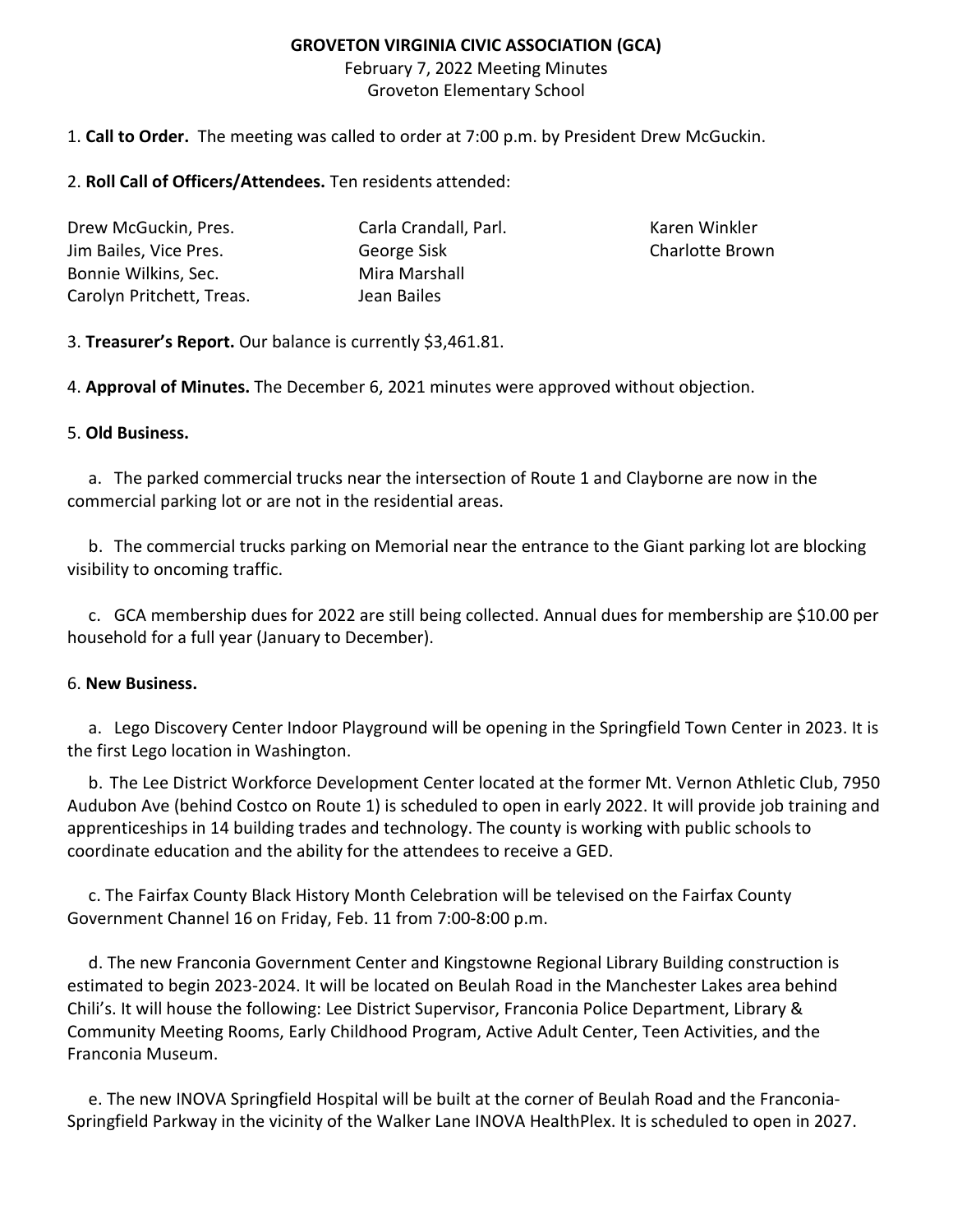# GROVETON VIRGINIA CIVIC ASSOCIATION (GCA)

February 7, 2022 Meeting Minutes
Groveton Elementary School

1. **Call to Order.** The meeting was called to order at 7:00 p.m. by President Drew McGuckin.

2. **Roll Call of Officers/Attendees.** Ten residents attended:

| | | |
|---|---|---|
| Drew McGuckin, Pres. | Carla Crandall, Parl. | Karen Winkler |
| Jim Bailes, Vice Pres. | George Sisk | Charlotte Brown |
| Bonnie Wilkins, Sec. | Mira Marshall | |
| Carolyn Pritchett, Treas. | Jean Bailes | |

3. **Treasurer's Report.** Our balance is currently $3,461.81.

4. **Approval of Minutes.** The December 6, 2021 minutes were approved without objection.

5. **Old Business.**

a. The parked commercial trucks near the intersection of Route 1 and Clayborne are now in the commercial parking lot or are not in the residential areas.

b. The commercial trucks parking on Memorial near the entrance to the Giant parking lot are blocking visibility to oncoming traffic.

c. GCA membership dues for 2022 are still being collected. Annual dues for membership are $10.00 per household for a full year (January to December).

6. **New Business.**

a. Lego Discovery Center Indoor Playground will be opening in the Springfield Town Center in 2023. It is the first Lego location in Washington.

b. The Lee District Workforce Development Center located at the former Mt. Vernon Athletic Club, 7950 Audubon Ave (behind Costco on Route 1) is scheduled to open in early 2022. It will provide job training and apprenticeships in 14 building trades and technology. The county is working with public schools to coordinate education and the ability for the attendees to receive a GED.

c. The Fairfax County Black History Month Celebration will be televised on the Fairfax County Government Channel 16 on Friday, Feb. 11 from 7:00-8:00 p.m.

d. The new Franconia Government Center and Kingstowne Regional Library Building construction is estimated to begin 2023-2024. It will be located on Beulah Road in the Manchester Lakes area behind Chili's. It will house the following: Lee District Supervisor, Franconia Police Department, Library & Community Meeting Rooms, Early Childhood Program, Active Adult Center, Teen Activities, and the Franconia Museum.

e. The new INOVA Springfield Hospital will be built at the corner of Beulah Road and the Franconia-Springfield Parkway in the vicinity of the Walker Lane INOVA HealthPlex. It is scheduled to open in 2027.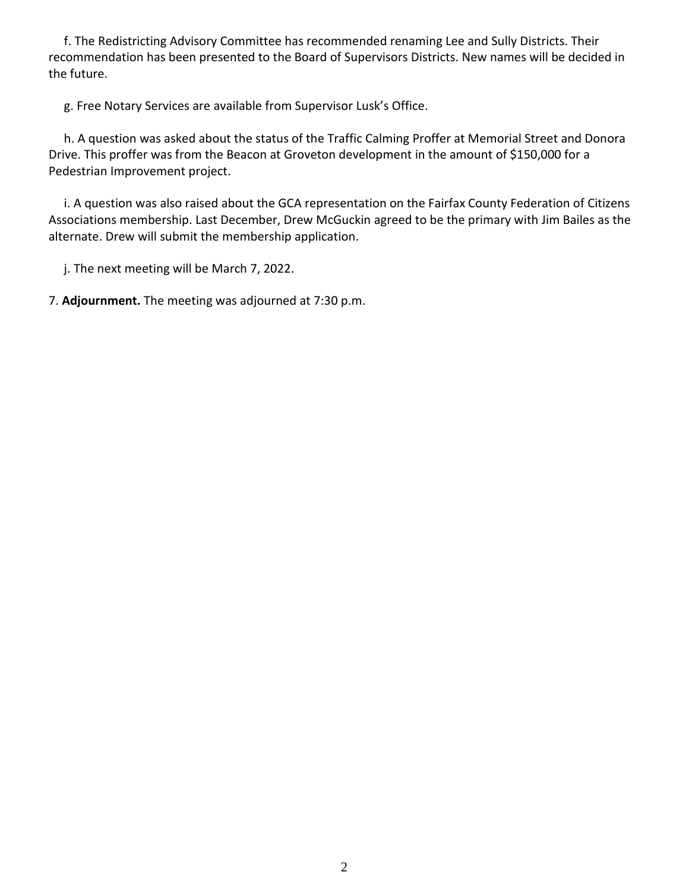f. The Redistricting Advisory Committee has recommended renaming Lee and Sully Districts. Their recommendation has been presented to the Board of Supervisors Districts. New names will be decided in the future.

g. Free Notary Services are available from Supervisor Lusk's Office.

h. A question was asked about the status of the Traffic Calming Proffer at Memorial Street and Donora Drive. This proffer was from the Beacon at Groveton development in the amount of $150,000 for a Pedestrian Improvement project.

i. A question was also raised about the GCA representation on the Fairfax County Federation of Citizens Associations membership. Last December, Drew McGuckin agreed to be the primary with Jim Bailes as the alternate. Drew will submit the membership application.

j. The next meeting will be March 7, 2022.

7. **Adjournment.** The meeting was adjourned at 7:30 p.m.